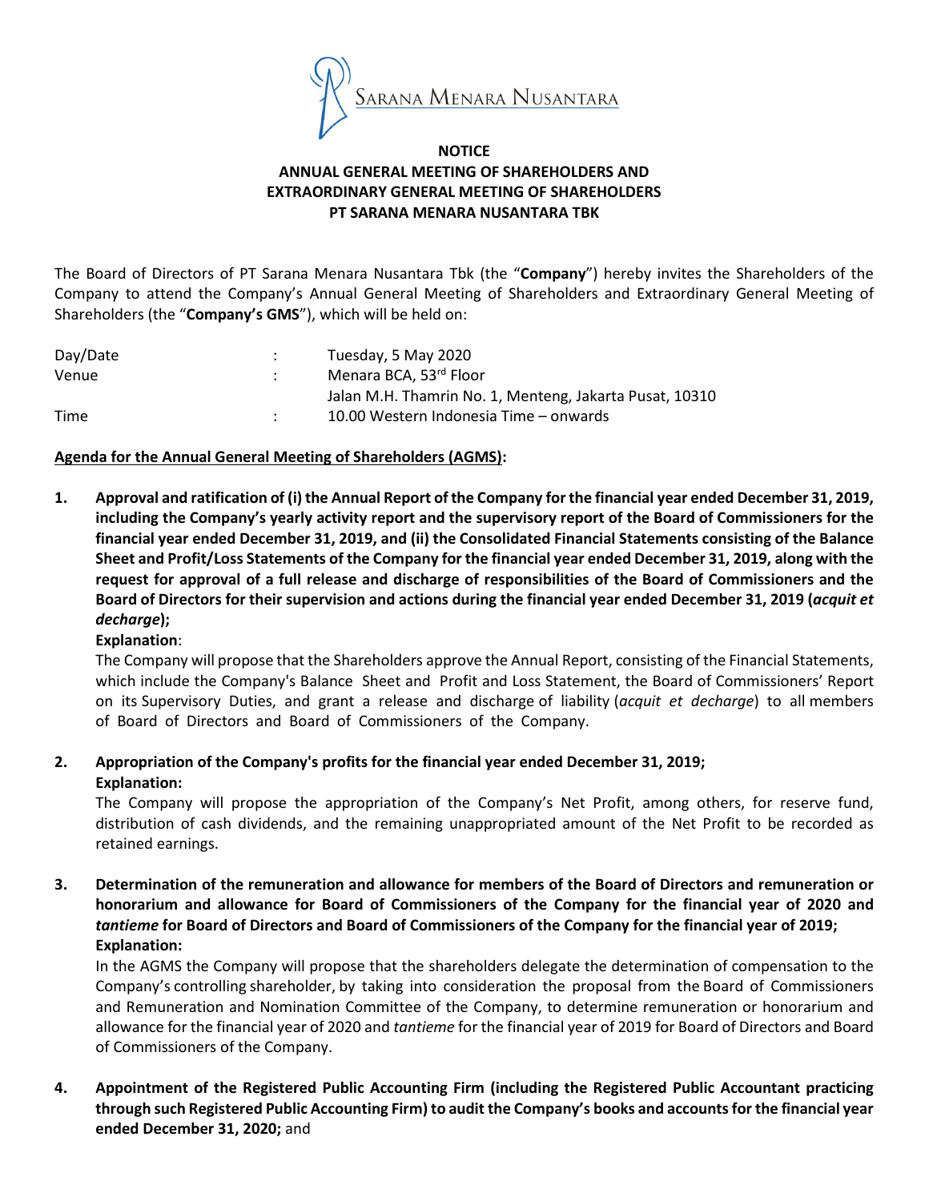SARANA MENARA NUSANTARA

# NOTICE
# ANNUAL GENERAL MEETING OF SHAREHOLDERS AND EXTRAORDINARY GENERAL MEETING OF SHAREHOLDERS PT SARANA MENARA NUSANTARA TBK

The Board of Directors of PT Sarana Menara Nusantara Tbk (the "**Company**") hereby invites the Shareholders of the Company to attend the Company's Annual General Meeting of Shareholders and Extraordinary General Meeting of Shareholders (the "**Company's GMS**"), which will be held on:

| | | |
|---|---|---|
| Day/Date | : | Tuesday, 5 May 2020 |
| Venue | : | Menara BCA, 53rd Floor<br>Jalan M.H. Thamrin No. 1, Menteng, Jakarta Pusat, 10310 |
| Time | : | 10.00 Western Indonesia Time – onwards |

**Agenda for the Annual General Meeting of Shareholders (AGMS):**

1. **Approval and ratification of (i) the Annual Report of the Company for the financial year ended December 31, 2019, including the Company's yearly activity report and the supervisory report of the Board of Commissioners for the financial year ended December 31, 2019, and (ii) the Consolidated Financial Statements consisting of the Balance Sheet and Profit/Loss Statements of the Company for the financial year ended December 31, 2019, along with the request for approval of a full release and discharge of responsibilities of the Board of Commissioners and the Board of Directors for their supervision and actions during the financial year ended December 31, 2019 (*acquit et decharge*);**

   **Explanation**:
   The Company will propose that the Shareholders approve the Annual Report, consisting of the Financial Statements, which include the Company's Balance Sheet and Profit and Loss Statement, the Board of Commissioners' Report on its Supervisory Duties, and grant a release and discharge of liability (*acquit et decharge*) to all members of Board of Directors and Board of Commissioners of the Company.

2. **Appropriation of the Company's profits for the financial year ended December 31, 2019;**

   **Explanation:**
   The Company will propose the appropriation of the Company's Net Profit, among others, for reserve fund, distribution of cash dividends, and the remaining unappropriated amount of the Net Profit to be recorded as retained earnings.

3. **Determination of the remuneration and allowance for members of the Board of Directors and remuneration or honorarium and allowance for Board of Commissioners of the Company for the financial year of 2020 and *tantieme* for Board of Directors and Board of Commissioners of the Company for the financial year of 2019;**

   **Explanation:**
   In the AGMS the Company will propose that the shareholders delegate the determination of compensation to the Company's controlling shareholder, by taking into consideration the proposal from the Board of Commissioners and Remuneration and Nomination Committee of the Company, to determine remuneration or honorarium and allowance for the financial year of 2020 and *tantieme* for the financial year of 2019 for Board of Directors and Board of Commissioners of the Company.

4. **Appointment of the Registered Public Accounting Firm (including the Registered Public Accountant practicing through such Registered Public Accounting Firm) to audit the Company's books and accounts for the financial year ended December 31, 2020;** and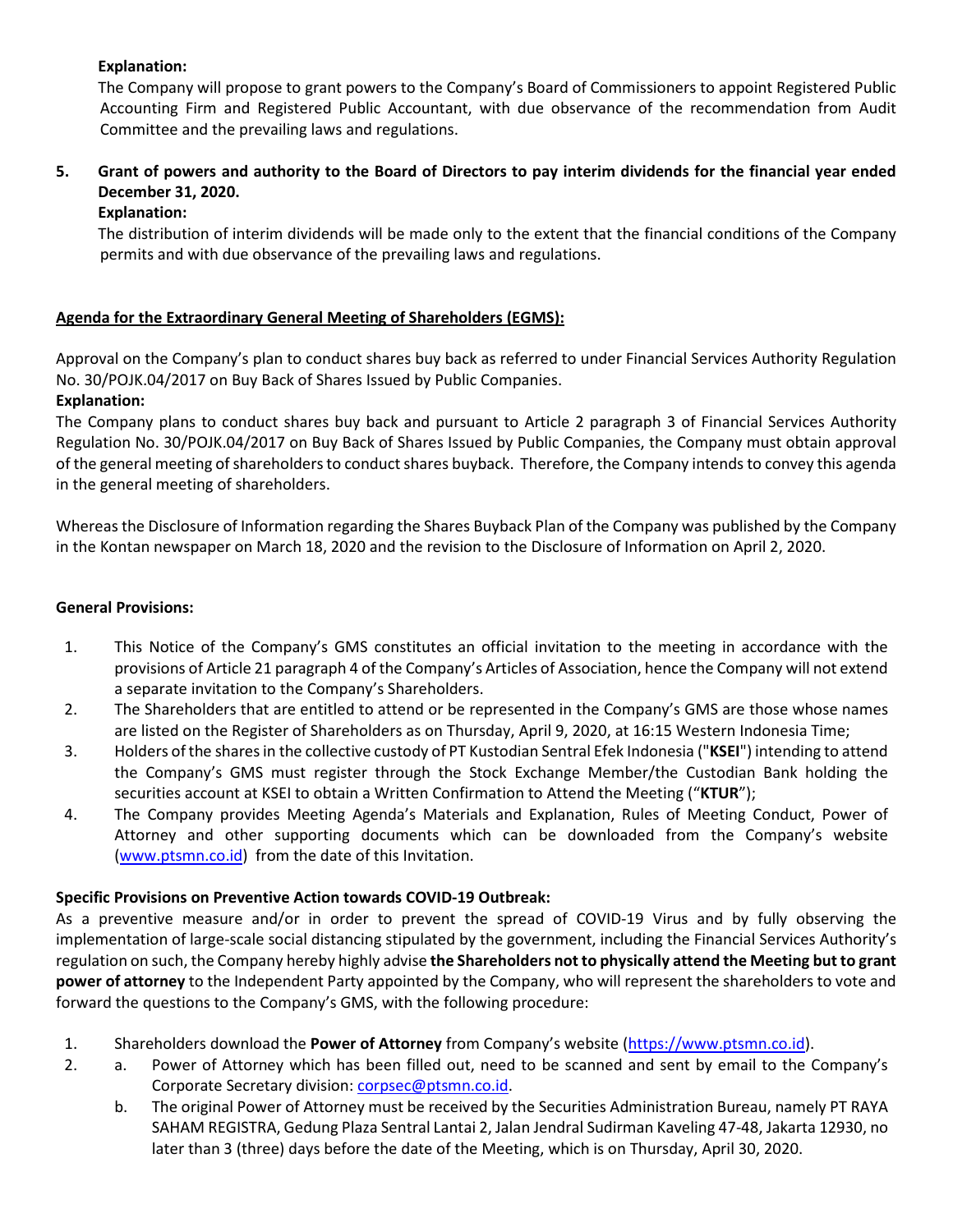**Explanation:**

The Company will propose to grant powers to the Company's Board of Commissioners to appoint Registered Public Accounting Firm and Registered Public Accountant, with due observance of the recommendation from Audit Committee and the prevailing laws and regulations.

5. **Grant of powers and authority to the Board of Directors to pay interim dividends for the financial year ended December 31, 2020.**

   **Explanation:**

   The distribution of interim dividends will be made only to the extent that the financial conditions of the Company permits and with due observance of the prevailing laws and regulations.

**Agenda for the Extraordinary General Meeting of Shareholders (EGMS):**

Approval on the Company's plan to conduct shares buy back as referred to under Financial Services Authority Regulation No. 30/POJK.04/2017 on Buy Back of Shares Issued by Public Companies.

**Explanation:**

The Company plans to conduct shares buy back and pursuant to Article 2 paragraph 3 of Financial Services Authority Regulation No. 30/POJK.04/2017 on Buy Back of Shares Issued by Public Companies, the Company must obtain approval of the general meeting of shareholders to conduct shares buyback. Therefore, the Company intends to convey this agenda in the general meeting of shareholders.

Whereas the Disclosure of Information regarding the Shares Buyback Plan of the Company was published by the Company in the Kontan newspaper on March 18, 2020 and the revision to the Disclosure of Information on April 2, 2020.

**General Provisions:**

1. This Notice of the Company's GMS constitutes an official invitation to the meeting in accordance with the provisions of Article 21 paragraph 4 of the Company's Articles of Association, hence the Company will not extend a separate invitation to the Company's Shareholders.
2. The Shareholders that are entitled to attend or be represented in the Company's GMS are those whose names are listed on the Register of Shareholders as on Thursday, April 9, 2020, at 16:15 Western Indonesia Time;
3. Holders of the shares in the collective custody of PT Kustodian Sentral Efek Indonesia ("**KSEI**") intending to attend the Company's GMS must register through the Stock Exchange Member/the Custodian Bank holding the securities account at KSEI to obtain a Written Confirmation to Attend the Meeting ("**KTUR**");
4. The Company provides Meeting Agenda's Materials and Explanation, Rules of Meeting Conduct, Power of Attorney and other supporting documents which can be downloaded from the Company's website (www.ptsmn.co.id) from the date of this Invitation.

**Specific Provisions on Preventive Action towards COVID-19 Outbreak:**

As a preventive measure and/or in order to prevent the spread of COVID-19 Virus and by fully observing the implementation of large-scale social distancing stipulated by the government, including the Financial Services Authority's regulation on such, the Company hereby highly advise **the Shareholders not to physically attend the Meeting but to grant power of attorney** to the Independent Party appointed by the Company, who will represent the shareholders to vote and forward the questions to the Company's GMS, with the following procedure:

1. Shareholders download the **Power of Attorney** from Company's website (https://www.ptsmn.co.id).
2. a. Power of Attorney which has been filled out, need to be scanned and sent by email to the Company's Corporate Secretary division: corpsec@ptsmn.co.id.

   b. The original Power of Attorney must be received by the Securities Administration Bureau, namely PT RAYA SAHAM REGISTRA, Gedung Plaza Sentral Lantai 2, Jalan Jendral Sudirman Kaveling 47-48, Jakarta 12930, no later than 3 (three) days before the date of the Meeting, which is on Thursday, April 30, 2020.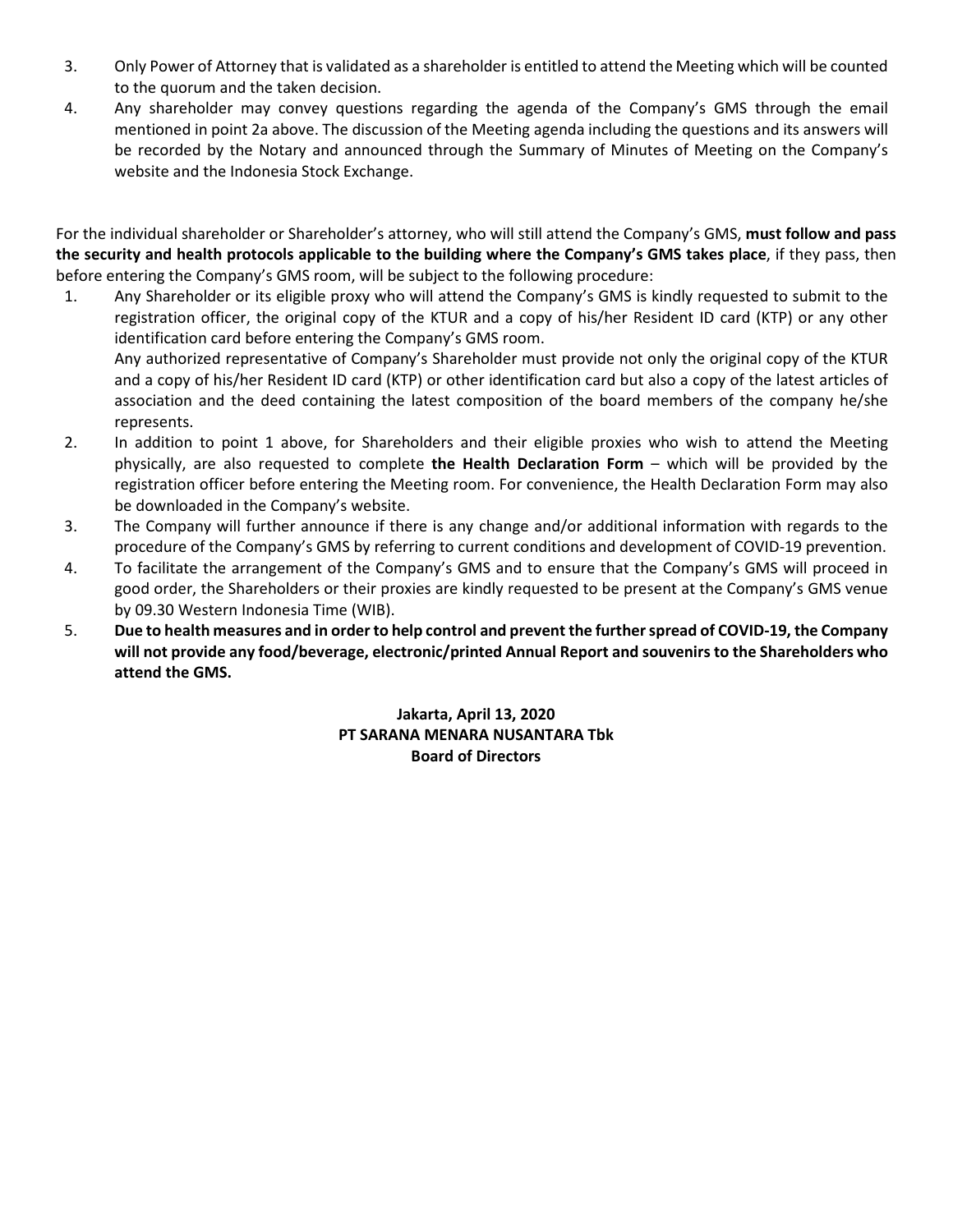3. Only Power of Attorney that is validated as a shareholder is entitled to attend the Meeting which will be counted to the quorum and the taken decision.
4. Any shareholder may convey questions regarding the agenda of the Company's GMS through the email mentioned in point 2a above. The discussion of the Meeting agenda including the questions and its answers will be recorded by the Notary and announced through the Summary of Minutes of Meeting on the Company's website and the Indonesia Stock Exchange.

For the individual shareholder or Shareholder's attorney, who will still attend the Company's GMS, **must follow and pass the security and health protocols applicable to the building where the Company's GMS takes place**, if they pass, then before entering the Company's GMS room, will be subject to the following procedure:

1. Any Shareholder or its eligible proxy who will attend the Company's GMS is kindly requested to submit to the registration officer, the original copy of the KTUR and a copy of his/her Resident ID card (KTP) or any other identification card before entering the Company's GMS room.
   Any authorized representative of Company's Shareholder must provide not only the original copy of the KTUR and a copy of his/her Resident ID card (KTP) or other identification card but also a copy of the latest articles of association and the deed containing the latest composition of the board members of the company he/she represents.
2. In addition to point 1 above, for Shareholders and their eligible proxies who wish to attend the Meeting physically, are also requested to complete **the Health Declaration Form** – which will be provided by the registration officer before entering the Meeting room. For convenience, the Health Declaration Form may also be downloaded in the Company's website.
3. The Company will further announce if there is any change and/or additional information with regards to the procedure of the Company's GMS by referring to current conditions and development of COVID-19 prevention.
4. To facilitate the arrangement of the Company's GMS and to ensure that the Company's GMS will proceed in good order, the Shareholders or their proxies are kindly requested to be present at the Company's GMS venue by 09.30 Western Indonesia Time (WIB).
5. **Due to health measures and in order to help control and prevent the further spread of COVID-19, the Company will not provide any food/beverage, electronic/printed Annual Report and souvenirs to the Shareholders who attend the GMS.**

**Jakarta, April 13, 2020**
**PT SARANA MENARA NUSANTARA Tbk**
**Board of Directors**